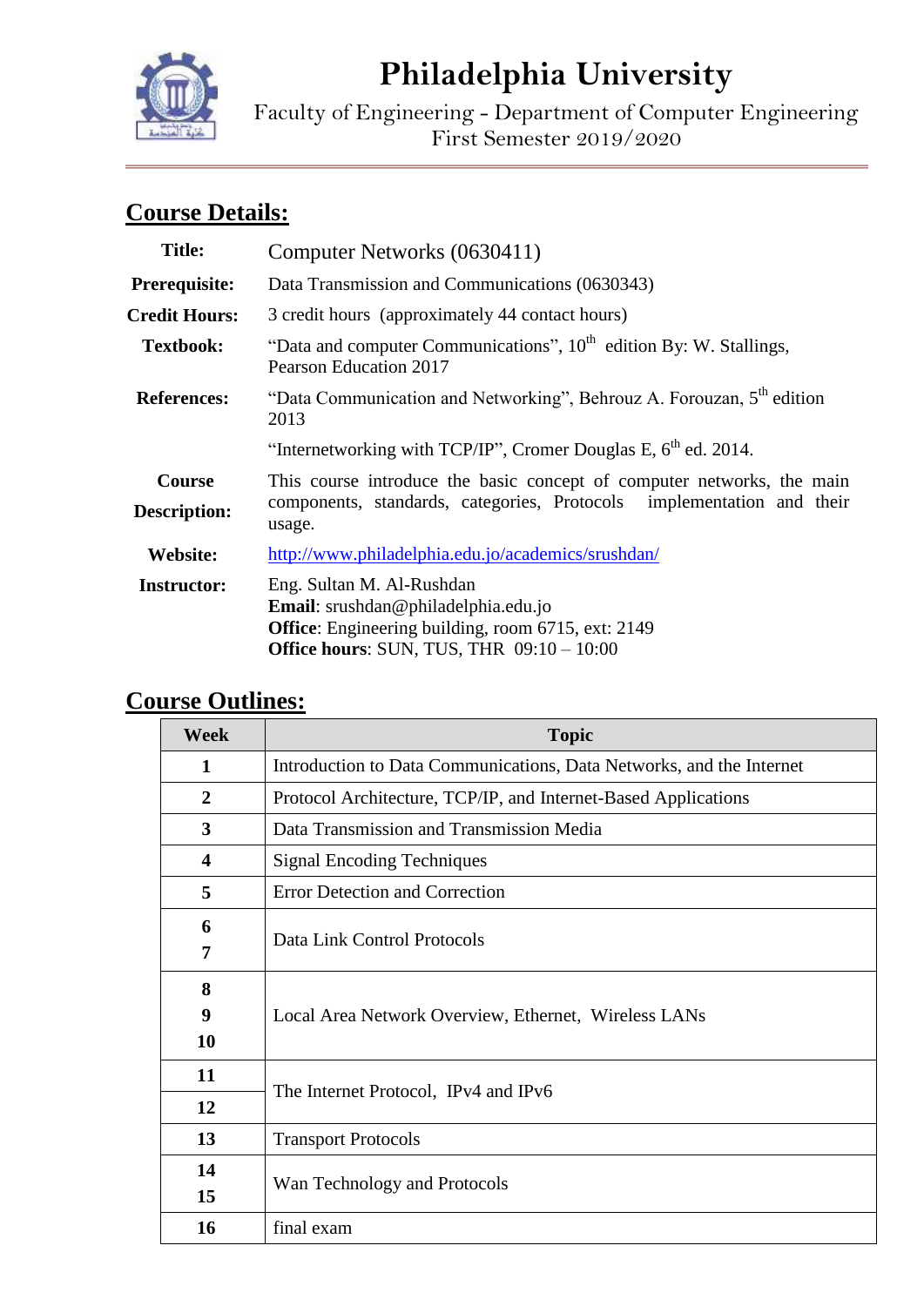# Philadelphia University

Faculty of Engineering - Department of Computer Engineering
First Semester 2019/2020

## Course Details:

| | |
|---|---|
| **Title:** | Computer Networks (0630411) |
| **Prerequisite:** | Data Transmission and Communications (0630343) |
| **Credit Hours:** | 3 credit hours (approximately 44 contact hours) |
| **Textbook:** | "Data and computer Communications", 10th edition By: W. Stallings, Pearson Education 2017 |
| **References:** | "Data Communication and Networking", Behrouz A. Forouzan, 5th edition 2013 |
| | "Internetworking with TCP/IP", Cromer Douglas E, 6th ed. 2014. |
| **Course Description:** | This course introduce the basic concept of computer networks, the main components, standards, categories, Protocols implementation and their usage. |
| **Website:** | http://www.philadelphia.edu.jo/academics/srushdan/ |
| **Instructor:** | Eng. Sultan M. Al-Rushdan<br>**Email**: srushdan@philadelphia.edu.jo<br>**Office**: Engineering building, room 6715, ext: 2149<br>**Office hours**: SUN, TUS, THR 09:10 – 10:00 |

## Course Outlines:

| Week | Topic |
|---|---|
| 1 | Introduction to Data Communications, Data Networks, and the Internet |
| 2 | Protocol Architecture, TCP/IP, and Internet-Based Applications |
| 3 | Data Transmission and Transmission Media |
| 4 | Signal Encoding Techniques |
| 5 | Error Detection and Correction |
| 6<br>7 | Data Link Control Protocols |
| 8<br>9<br>10 | Local Area Network Overview, Ethernet, Wireless LANs |
| 11<br>12 | The Internet Protocol, IPv4 and IPv6 |
| 13 | Transport Protocols |
| 14<br>15 | Wan Technology and Protocols |
| 16 | final exam |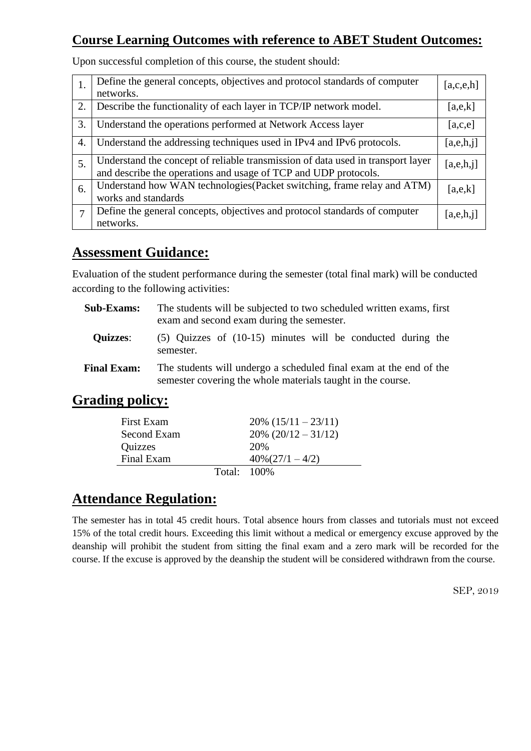## Course Learning Outcomes with reference to ABET Student Outcomes:

Upon successful completion of this course, the student should:

| | | |
|---|---|---|
| 1. | Define the general concepts, objectives and protocol standards of computer networks. | [a,c,e,h] |
| 2. | Describe the functionality of each layer in TCP/IP network model. | [a,e,k] |
| 3. | Understand the operations performed at Network Access layer | [a,c,e] |
| 4. | Understand the addressing techniques used in IPv4 and IPv6 protocols. | [a,e,h,j] |
| 5. | Understand the concept of reliable transmission of data used in transport layer and describe the operations and usage of TCP and UDP protocols. | [a,e,h,j] |
| 6. | Understand how WAN technologies(Packet switching, frame relay and ATM) works and standards | [a,e,k] |
| 7 | Define the general concepts, objectives and protocol standards of computer networks. | [a,e,h,j] |

## Assessment Guidance:

Evaluation of the student performance during the semester (total final mark) will be conducted according to the following activities:

**Sub-Exams:** The students will be subjected to two scheduled written exams, first exam and second exam during the semester.

**Quizzes**: (5) Quizzes of (10-15) minutes will be conducted during the semester.

**Final Exam:** The students will undergo a scheduled final exam at the end of the semester covering the whole materials taught in the course.

## Grading policy:

| | |
|---|---|
| First Exam | 20% (15/11 – 23/11) |
| Second Exam | 20% (20/12 – 31/12) |
| Quizzes | 20% |
| Final Exam | 40%(27/1 – 4/2) |
| Total: | 100% |

## Attendance Regulation:

The semester has in total 45 credit hours. Total absence hours from classes and tutorials must not exceed 15% of the total credit hours. Exceeding this limit without a medical or emergency excuse approved by the deanship will prohibit the student from sitting the final exam and a zero mark will be recorded for the course. If the excuse is approved by the deanship the student will be considered withdrawn from the course.

SEP, 2019